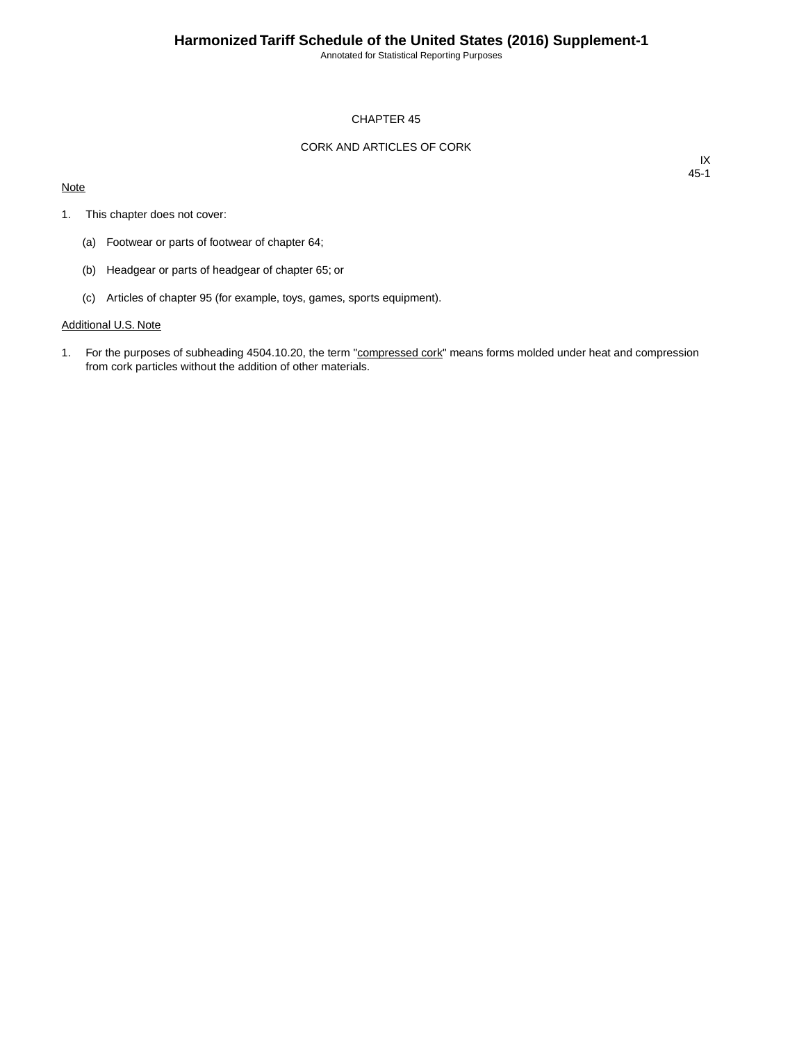# CHAPTER 45

## CORK AND ARTICLES OF CORK

IX
45-1

Note

1. This chapter does not cover:

   (a) Footwear or parts of footwear of chapter 64;

   (b) Headgear or parts of headgear of chapter 65; or

   (c) Articles of chapter 95 (for example, toys, games, sports equipment).

Additional U.S. Note

1. For the purposes of subheading 4504.10.20, the term "compressed cork" means forms molded under heat and compression from cork particles without the addition of other materials.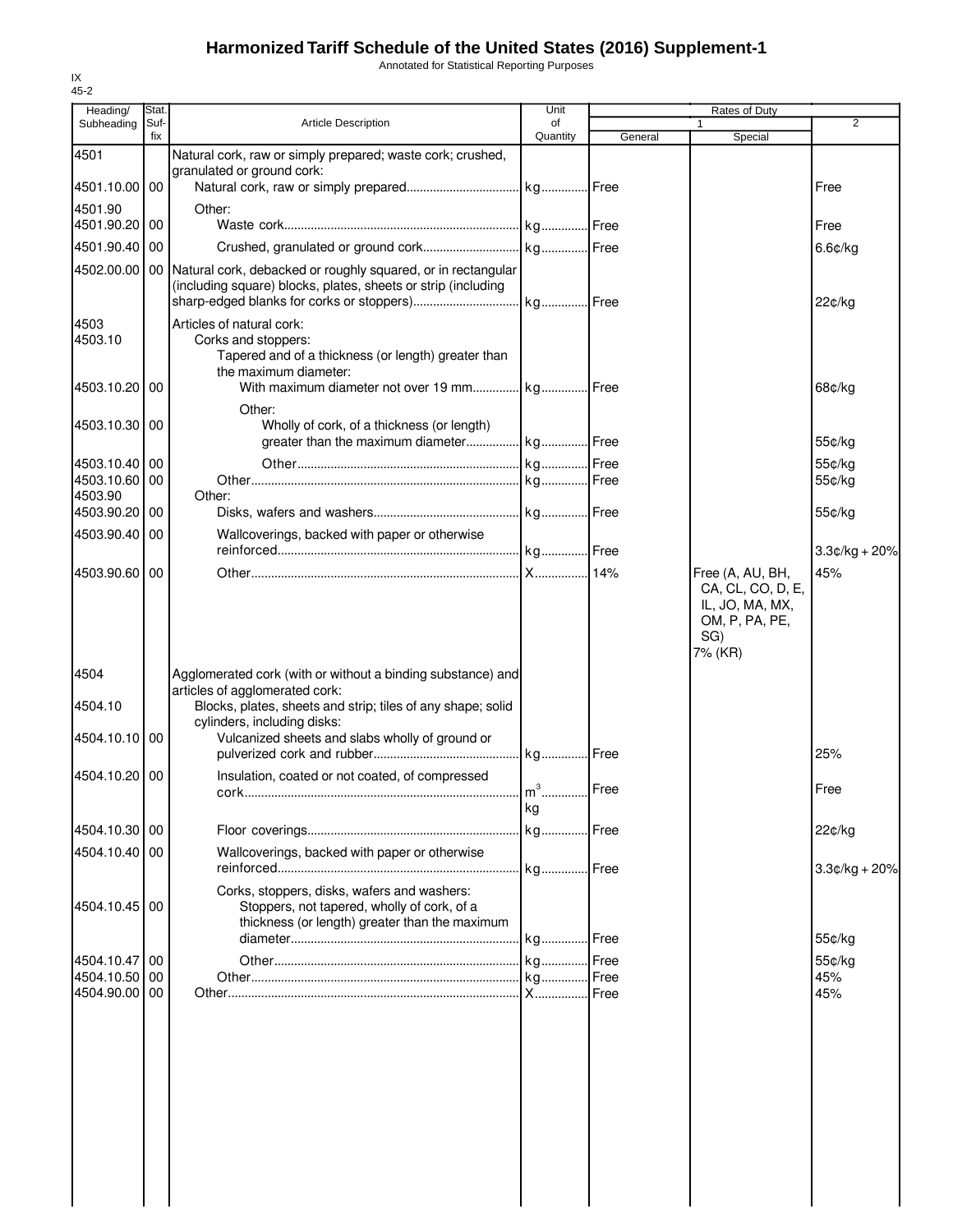# Harmonized Tariff Schedule of the United States (2016) Supplement-1

Annotated for Statistical Reporting Purposes

IX
45-2

| Heading/ Subheading | Stat. Suf- fix | Article Description | Unit of Quantity | Rates of Duty 1 General | Special | 2 |
|---|---|---|---|---|---|---|
| 4501 | | Natural cork, raw or simply prepared; waste cork; crushed, granulated or ground cork: | | | | |
| 4501.10.00 | 00 | Natural cork, raw or simply prepared | kg | Free | | Free |
| 4501.90 | | Other: | | | | |
| 4501.90.20 | 00 | Waste cork | kg | Free | | Free |
| 4501.90.40 | 00 | Crushed, granulated or ground cork | kg | Free | | 6.6¢/kg |
| 4502.00.00 | 00 | Natural cork, debacked or roughly squared, or in rectangular (including square) blocks, plates, sheets or strip (including sharp-edged blanks for corks or stoppers) | kg | Free | | 22¢/kg |
| 4503 | | Articles of natural cork: | | | | |
| 4503.10 | | Corks and stoppers: | | | | |
| | | Tapered and of a thickness (or length) greater than the maximum diameter: | | | | |
| 4503.10.20 | 00 | With maximum diameter not over 19 mm | kg | Free | | 68¢/kg |
| | | Other: | | | | |
| 4503.10.30 | 00 | Wholly of cork, of a thickness (or length) greater than the maximum diameter | kg | Free | | 55¢/kg |
| 4503.10.40 | 00 | Other | kg | Free | | 55¢/kg |
| 4503.10.60 | 00 | Other | kg | Free | | 55¢/kg |
| 4503.90 | | Other: | | | | |
| 4503.90.20 | 00 | Disks, wafers and washers | kg | Free | | 55¢/kg |
| 4503.90.40 | 00 | Wallcoverings, backed with paper or otherwise reinforced | kg | Free | | 3.3¢/kg + 20% |
| 4503.90.60 | 00 | Other | X | 14% | Free (A, AU, BH, CA, CL, CO, D, E, IL, JO, MA, MX, OM, P, PA, PE, SG) 7% (KR) | 45% |
| 4504 | | Agglomerated cork (with or without a binding substance) and articles of agglomerated cork: | | | | |
| 4504.10 | | Blocks, plates, sheets and strip; tiles of any shape; solid cylinders, including disks: | | | | |
| 4504.10.10 | 00 | Vulcanized sheets and slabs wholly of ground or pulverized cork and rubber | kg | Free | | 25% |
| 4504.10.20 | 00 | Insulation, coated or not coated, of compressed cork | $m^3$ kg | Free | | Free |
| 4504.10.30 | 00 | Floor coverings | kg | Free | | 22¢/kg |
| 4504.10.40 | 00 | Wallcoverings, backed with paper or otherwise reinforced | kg | Free | | 3.3¢/kg + 20% |
| | | Corks, stoppers, disks, wafers and washers: | | | | |
| 4504.10.45 | 00 | Stoppers, not tapered, wholly of cork, of a thickness (or length) greater than the maximum diameter | kg | Free | | 55¢/kg |
| 4504.10.47 | 00 | Other | kg | Free | | 55¢/kg |
| 4504.10.50 | 00 | Other | kg | Free | | 45% |
| 4504.90.00 | 00 | Other | X | Free | | 45% |